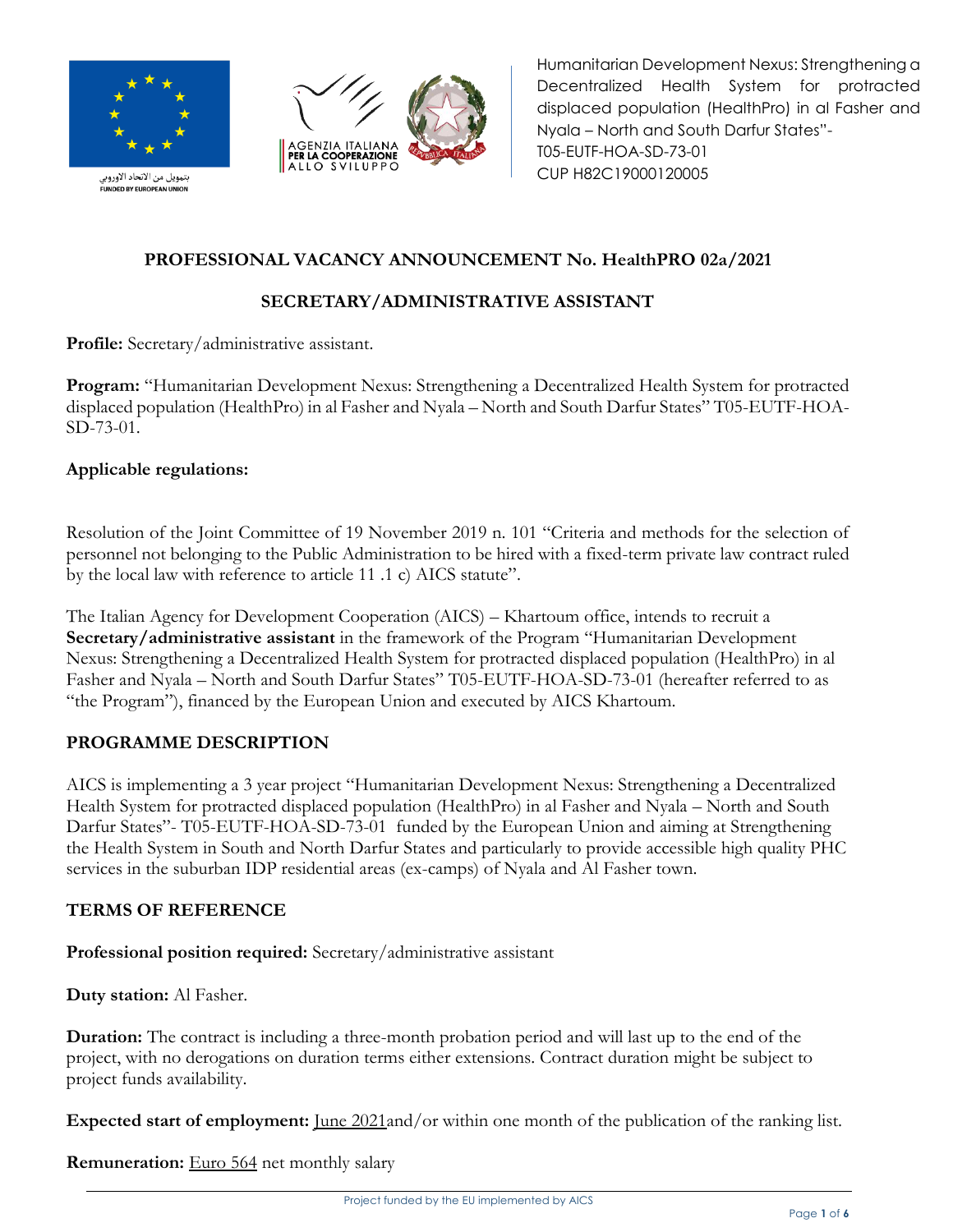بتمويل من الاتحاد الاوروبي
FUNDED BY EUROPEAN UNION

AGENZIA ITALIANA PER LA COOPERAZIONE ALLO SVILUPPO

Humanitarian Development Nexus: Strengthening a Decentralized Health System for protracted displaced population (HealthPro) in al Fasher and Nyala – North and South Darfur States"- T05-EUTF-HOA-SD-73-01
CUP H82C19000120005

# PROFESSIONAL VACANCY ANNOUNCEMENT No. HealthPRO 02a/2021

## SECRETARY/ADMINISTRATIVE ASSISTANT

**Profile:** Secretary/administrative assistant.

**Program:** "Humanitarian Development Nexus: Strengthening a Decentralized Health System for protracted displaced population (HealthPro) in al Fasher and Nyala – North and South Darfur States" T05-EUTF-HOA-SD-73-01.

**Applicable regulations:**

Resolution of the Joint Committee of 19 November 2019 n. 101 "Criteria and methods for the selection of personnel not belonging to the Public Administration to be hired with a fixed-term private law contract ruled by the local law with reference to article 11 .1 c) AICS statute".

The Italian Agency for Development Cooperation (AICS) – Khartoum office, intends to recruit a **Secretary/administrative assistant** in the framework of the Program "Humanitarian Development Nexus: Strengthening a Decentralized Health System for protracted displaced population (HealthPro) in al Fasher and Nyala – North and South Darfur States" T05-EUTF-HOA-SD-73-01 (hereafter referred to as "the Program"), financed by the European Union and executed by AICS Khartoum.

## PROGRAMME DESCRIPTION

AICS is implementing a 3 year project "Humanitarian Development Nexus: Strengthening a Decentralized Health System for protracted displaced population (HealthPro) in al Fasher and Nyala – North and South Darfur States"- T05-EUTF-HOA-SD-73-01 funded by the European Union and aiming at Strengthening the Health System in South and North Darfur States and particularly to provide accessible high quality PHC services in the suburban IDP residential areas (ex-camps) of Nyala and Al Fasher town.

## TERMS OF REFERENCE

**Professional position required:** Secretary/administrative assistant

**Duty station:** Al Fasher.

**Duration:** The contract is including a three-month probation period and will last up to the end of the project, with no derogations on duration terms either extensions. Contract duration might be subject to project funds availability.

**Expected start of employment:** June 2021and/or within one month of the publication of the ranking list.

**Remuneration:** Euro 564 net monthly salary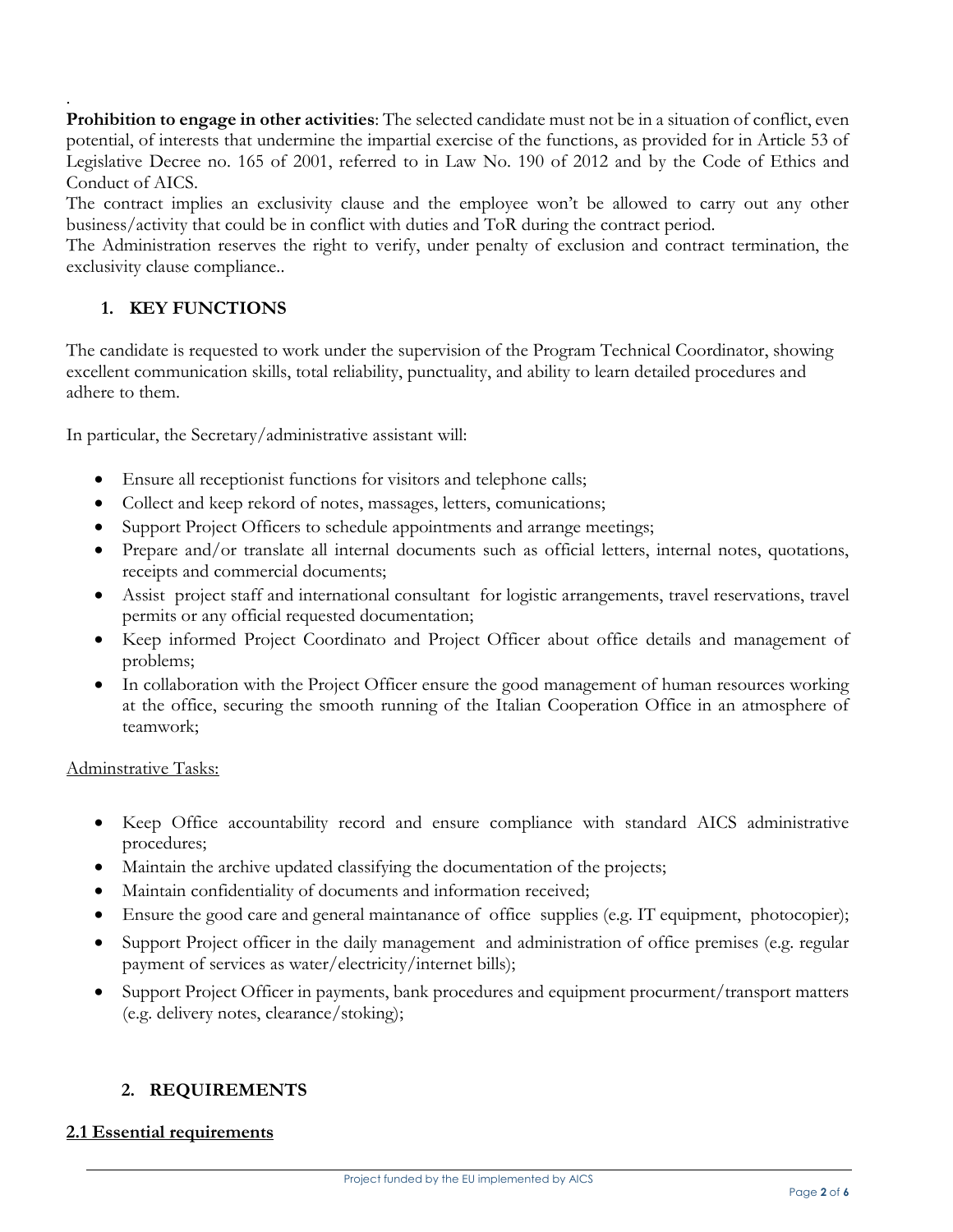.

**Prohibition to engage in other activities**: The selected candidate must not be in a situation of conflict, even potential, of interests that undermine the impartial exercise of the functions, as provided for in Article 53 of Legislative Decree no. 165 of 2001, referred to in Law No. 190 of 2012 and by the Code of Ethics and Conduct of AICS.

The contract implies an exclusivity clause and the employee won't be allowed to carry out any other business/activity that could be in conflict with duties and ToR during the contract period.

The Administration reserves the right to verify, under penalty of exclusion and contract termination, the exclusivity clause compliance..

## 1. KEY FUNCTIONS

The candidate is requested to work under the supervision of the Program Technical Coordinator, showing excellent communication skills, total reliability, punctuality, and ability to learn detailed procedures and adhere to them.

In particular, the Secretary/administrative assistant will:

- Ensure all receptionist functions for visitors and telephone calls;
- Collect and keep rekord of notes, massages, letters, comunications;
- Support Project Officers to schedule appointments and arrange meetings;
- Prepare and/or translate all internal documents such as official letters, internal notes, quotations, receipts and commercial documents;
- Assist project staff and international consultant for logistic arrangements, travel reservations, travel permits or any official requested documentation;
- Keep informed Project Coordinato and Project Officer about office details and management of problems;
- In collaboration with the Project Officer ensure the good management of human resources working at the office, securing the smooth running of the Italian Cooperation Office in an atmosphere of teamwork;

<u>Adminstrative Tasks:</u>

- Keep Office accountability record and ensure compliance with standard AICS administrative procedures;
- Maintain the archive updated classifying the documentation of the projects;
- Maintain confidentiality of documents and information received;
- Ensure the good care and general maintanance of office supplies (e.g. IT equipment, photocopier);
- Support Project officer in the daily management and administration of office premises (e.g. regular payment of services as water/electricity/internet bills);
- Support Project Officer in payments, bank procedures and equipment procurment/transport matters (e.g. delivery notes, clearance/stoking);

## 2. REQUIREMENTS

### <u>2.1 Essential requirements</u>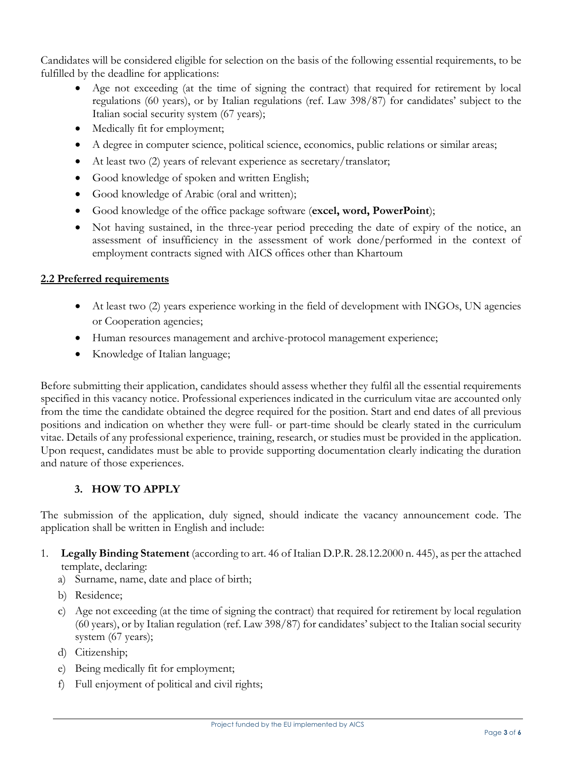Candidates will be considered eligible for selection on the basis of the following essential requirements, to be fulfilled by the deadline for applications:

- Age not exceeding (at the time of signing the contract) that required for retirement by local regulations (60 years), or by Italian regulations (ref. Law 398/87) for candidates' subject to the Italian social security system (67 years);
- Medically fit for employment;
- A degree in computer science, political science, economics, public relations or similar areas;
- At least two (2) years of relevant experience as secretary/translator;
- Good knowledge of spoken and written English;
- Good knowledge of Arabic (oral and written);
- Good knowledge of the office package software (**excel, word, PowerPoint**);
- Not having sustained, in the three-year period preceding the date of expiry of the notice, an assessment of insufficiency in the assessment of work done/performed in the context of employment contracts signed with AICS offices other than Khartoum

### 2.2 Preferred requirements

- At least two (2) years experience working in the field of development with INGOs, UN agencies or Cooperation agencies;
- Human resources management and archive-protocol management experience;
- Knowledge of Italian language;

Before submitting their application, candidates should assess whether they fulfil all the essential requirements specified in this vacancy notice. Professional experiences indicated in the curriculum vitae are accounted only from the time the candidate obtained the degree required for the position. Start and end dates of all previous positions and indication on whether they were full- or part-time should be clearly stated in the curriculum vitae. Details of any professional experience, training, research, or studies must be provided in the application. Upon request, candidates must be able to provide supporting documentation clearly indicating the duration and nature of those experiences.

## 3. HOW TO APPLY

The submission of the application, duly signed, should indicate the vacancy announcement code. The application shall be written in English and include:

1. **Legally Binding Statement** (according to art. 46 of Italian D.P.R. 28.12.2000 n. 445), as per the attached template, declaring:
   a) Surname, name, date and place of birth;
   b) Residence;
   c) Age not exceeding (at the time of signing the contract) that required for retirement by local regulation (60 years), or by Italian regulation (ref. Law 398/87) for candidates' subject to the Italian social security system (67 years);
   d) Citizenship;
   e) Being medically fit for employment;
   f) Full enjoyment of political and civil rights;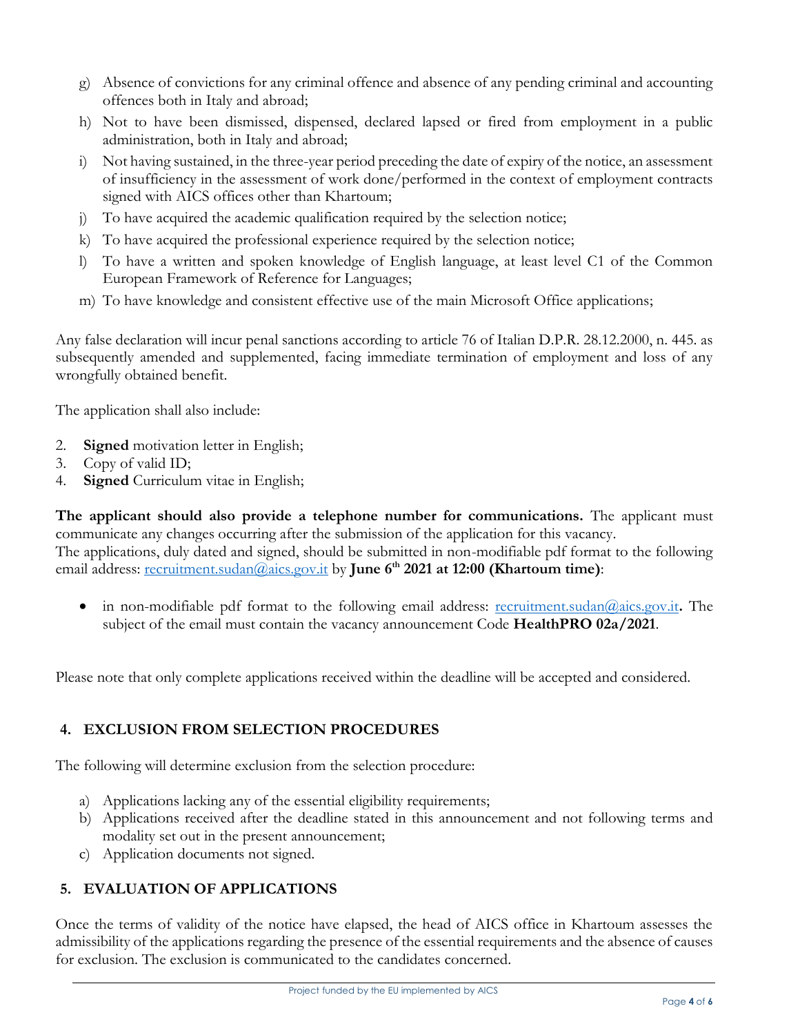g) Absence of convictions for any criminal offence and absence of any pending criminal and accounting offences both in Italy and abroad;
h) Not to have been dismissed, dispensed, declared lapsed or fired from employment in a public administration, both in Italy and abroad;
i) Not having sustained, in the three-year period preceding the date of expiry of the notice, an assessment of insufficiency in the assessment of work done/performed in the context of employment contracts signed with AICS offices other than Khartoum;
j) To have acquired the academic qualification required by the selection notice;
k) To have acquired the professional experience required by the selection notice;
l) To have a written and spoken knowledge of English language, at least level C1 of the Common European Framework of Reference for Languages;
m) To have knowledge and consistent effective use of the main Microsoft Office applications;

Any false declaration will incur penal sanctions according to article 76 of Italian D.P.R. 28.12.2000, n. 445. as subsequently amended and supplemented, facing immediate termination of employment and loss of any wrongfully obtained benefit.

The application shall also include:

2. **Signed** motivation letter in English;
3. Copy of valid ID;
4. **Signed** Curriculum vitae in English;

**The applicant should also provide a telephone number for communications.** The applicant must communicate any changes occurring after the submission of the application for this vacancy.
The applications, duly dated and signed, should be submitted in non-modifiable pdf format to the following email address: recruitment.sudan@aics.gov.it by **June 6th 2021 at 12:00 (Khartoum time)**:

- in non-modifiable pdf format to the following email address: recruitment.sudan@aics.gov.it**.** The subject of the email must contain the vacancy announcement Code **HealthPRO 02a/2021**.

Please note that only complete applications received within the deadline will be accepted and considered.

## 4. EXCLUSION FROM SELECTION PROCEDURES

The following will determine exclusion from the selection procedure:

a) Applications lacking any of the essential eligibility requirements;
b) Applications received after the deadline stated in this announcement and not following terms and modality set out in the present announcement;
c) Application documents not signed.

## 5. EVALUATION OF APPLICATIONS

Once the terms of validity of the notice have elapsed, the head of AICS office in Khartoum assesses the admissibility of the applications regarding the presence of the essential requirements and the absence of causes for exclusion. The exclusion is communicated to the candidates concerned.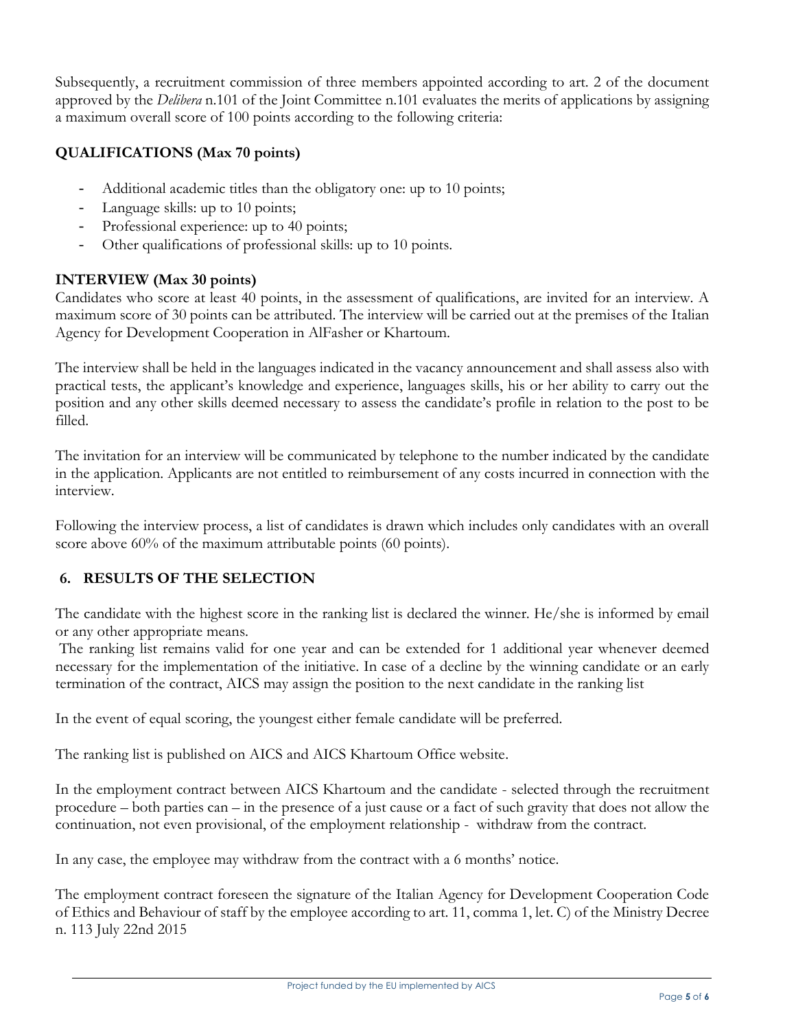Subsequently, a recruitment commission of three members appointed according to art. 2 of the document approved by the *Delibera* n.101 of the Joint Committee n.101 evaluates the merits of applications by assigning a maximum overall score of 100 points according to the following criteria:

**QUALIFICATIONS (Max 70 points)**

- Additional academic titles than the obligatory one: up to 10 points;
- Language skills: up to 10 points;
- Professional experience: up to 40 points;
- Other qualifications of professional skills: up to 10 points.

**INTERVIEW (Max 30 points)**

Candidates who score at least 40 points, in the assessment of qualifications, are invited for an interview. A maximum score of 30 points can be attributed. The interview will be carried out at the premises of the Italian Agency for Development Cooperation in AlFasher or Khartoum.

The interview shall be held in the languages indicated in the vacancy announcement and shall assess also with practical tests, the applicant's knowledge and experience, languages skills, his or her ability to carry out the position and any other skills deemed necessary to assess the candidate's profile in relation to the post to be filled.

The invitation for an interview will be communicated by telephone to the number indicated by the candidate in the application. Applicants are not entitled to reimbursement of any costs incurred in connection with the interview.

Following the interview process, a list of candidates is drawn which includes only candidates with an overall score above 60% of the maximum attributable points (60 points).

## 6. RESULTS OF THE SELECTION

The candidate with the highest score in the ranking list is declared the winner. He/she is informed by email or any other appropriate means.

The ranking list remains valid for one year and can be extended for 1 additional year whenever deemed necessary for the implementation of the initiative. In case of a decline by the winning candidate or an early termination of the contract, AICS may assign the position to the next candidate in the ranking list

In the event of equal scoring, the youngest either female candidate will be preferred.

The ranking list is published on AICS and AICS Khartoum Office website.

In the employment contract between AICS Khartoum and the candidate - selected through the recruitment procedure – both parties can – in the presence of a just cause or a fact of such gravity that does not allow the continuation, not even provisional, of the employment relationship - withdraw from the contract.

In any case, the employee may withdraw from the contract with a 6 months' notice.

The employment contract foreseen the signature of the Italian Agency for Development Cooperation Code of Ethics and Behaviour of staff by the employee according to art. 11, comma 1, let. C) of the Ministry Decree n. 113 July 22nd 2015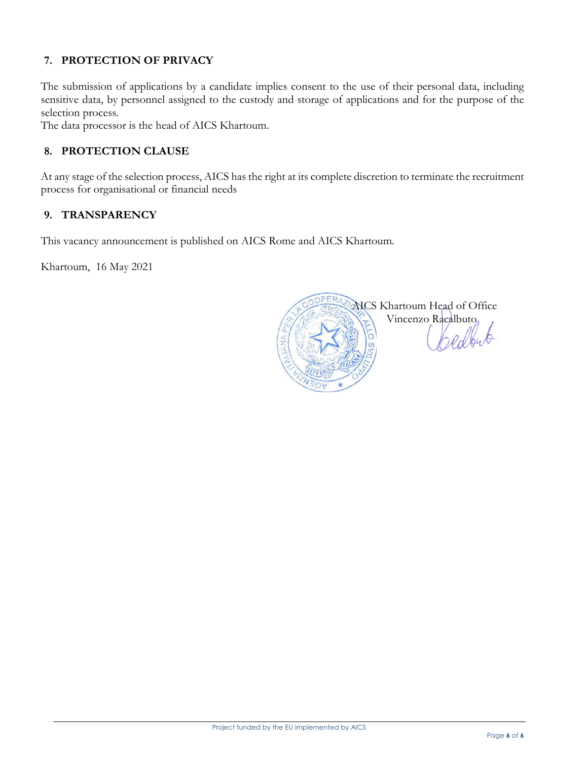## 7. PROTECTION OF PRIVACY

The submission of applications by a candidate implies consent to the use of their personal data, including sensitive data, by personnel assigned to the custody and storage of applications and for the purpose of the selection process.
The data processor is the head of AICS Khartoum.

## 8. PROTECTION CLAUSE

At any stage of the selection process, AICS has the right at its complete discretion to terminate the recruitment process for organisational or financial needs

## 9. TRANSPARENCY

This vacancy announcement is published on AICS Rome and AICS Khartoum.

Khartoum, 16 May 2021

AICS Khartoum Head of Office
Vincenzo Racalbuto

Project funded by the EU implemented by AICS